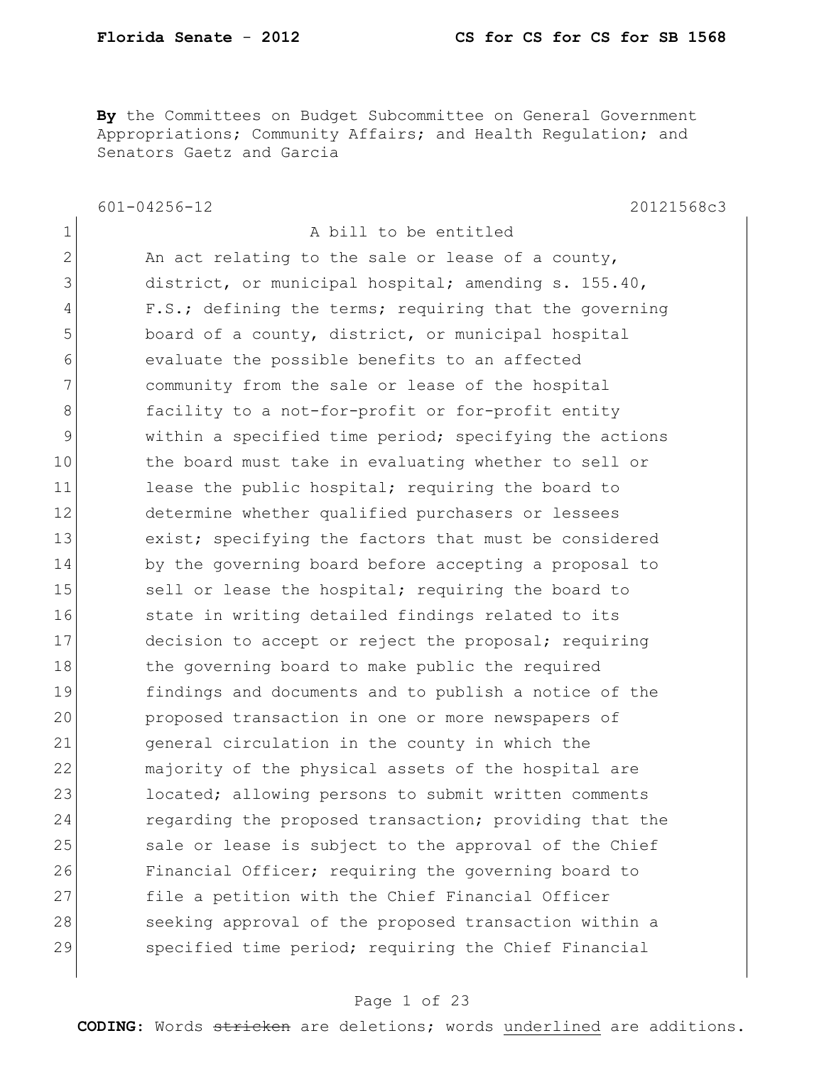**By** the Committees on Budget Subcommittee on General Government Appropriations; Community Affairs; and Health Regulation; and Senators Gaetz and Garcia

601-04256-12 20121568c3

1 A bill to be entitled
2 An act relating to the sale or lease of a county,
3 district, or municipal hospital; amending s. 155.40,
4 F.S.; defining the terms; requiring that the governing
5 board of a county, district, or municipal hospital
6 evaluate the possible benefits to an affected
7 community from the sale or lease of the hospital
8 facility to a not-for-profit or for-profit entity
9 within a specified time period; specifying the actions
10 the board must take in evaluating whether to sell or
11 lease the public hospital; requiring the board to
12 determine whether qualified purchasers or lessees
13 exist; specifying the factors that must be considered
14 by the governing board before accepting a proposal to
15 sell or lease the hospital; requiring the board to
16 state in writing detailed findings related to its
17 decision to accept or reject the proposal; requiring
18 the governing board to make public the required
19 findings and documents and to publish a notice of the
20 proposed transaction in one or more newspapers of
21 general circulation in the county in which the
22 majority of the physical assets of the hospital are
23 located; allowing persons to submit written comments
24 regarding the proposed transaction; providing that the
25 sale or lease is subject to the approval of the Chief
26 Financial Officer; requiring the governing board to
27 file a petition with the Chief Financial Officer
28 seeking approval of the proposed transaction within a
29 specified time period; requiring the Chief Financial

**CODING:** Words ~~stricken~~ are deletions; words underlined are additions.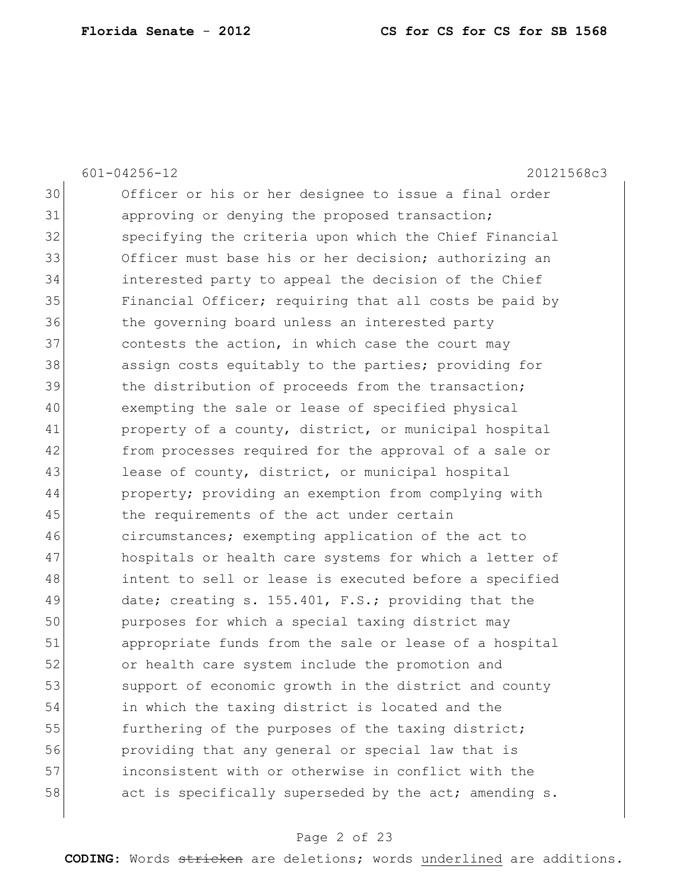601-04256-12 20121568c3

30 Officer or his or her designee to issue a final order
31 approving or denying the proposed transaction;
32 specifying the criteria upon which the Chief Financial
33 Officer must base his or her decision; authorizing an
34 interested party to appeal the decision of the Chief
35 Financial Officer; requiring that all costs be paid by
36 the governing board unless an interested party
37 contests the action, in which case the court may
38 assign costs equitably to the parties; providing for
39 the distribution of proceeds from the transaction;
40 exempting the sale or lease of specified physical
41 property of a county, district, or municipal hospital
42 from processes required for the approval of a sale or
43 lease of county, district, or municipal hospital
44 property; providing an exemption from complying with
45 the requirements of the act under certain
46 circumstances; exempting application of the act to
47 hospitals or health care systems for which a letter of
48 intent to sell or lease is executed before a specified
49 date; creating s. 155.401, F.S.; providing that the
50 purposes for which a special taxing district may
51 appropriate funds from the sale or lease of a hospital
52 or health care system include the promotion and
53 support of economic growth in the district and county
54 in which the taxing district is located and the
55 furthering of the purposes of the taxing district;
56 providing that any general or special law that is
57 inconsistent with or otherwise in conflict with the
58 act is specifically superseded by the act; amending s.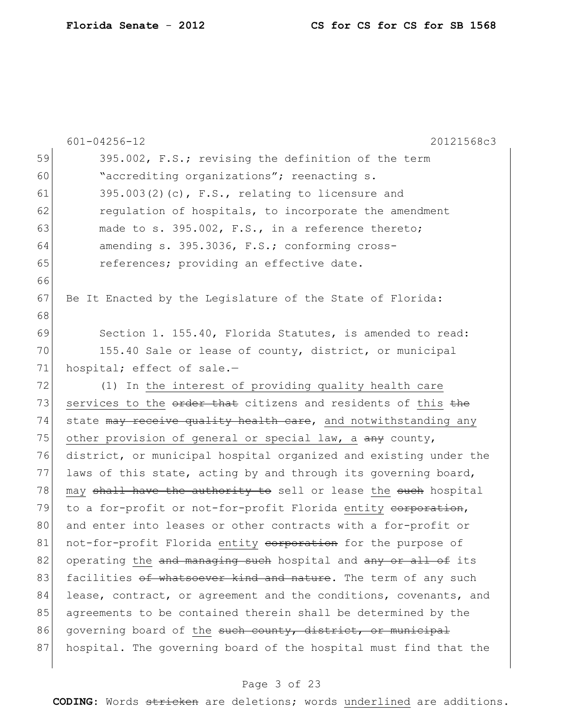601-04256-12 20121568c3

59 395.002, F.S.; revising the definition of the term
60 "accrediting organizations"; reenacting s.
61 395.003(2)(c), F.S., relating to licensure and
62 regulation of hospitals, to incorporate the amendment
63 made to s. 395.002, F.S., in a reference thereto;
64 amending s. 395.3036, F.S.; conforming cross-
65 references; providing an effective date.
66
67 Be It Enacted by the Legislature of the State of Florida:
68
69 Section 1. 155.40, Florida Statutes, is amended to read:
70 155.40 Sale or lease of county, district, or municipal
71 hospital; effect of sale.—
72 (1) In the interest of providing quality health care
73 services to the ~~order that~~ citizens and residents of this ~~the~~
74 state ~~may receive quality health care~~, and notwithstanding any
75 other provision of general or special law, a ~~any~~ county,
76 district, or municipal hospital organized and existing under the
77 laws of this state, acting by and through its governing board,
78 may ~~shall have the authority to~~ sell or lease the ~~such~~ hospital
79 to a for-profit or not-for-profit Florida entity ~~corporation~~,
80 and enter into leases or other contracts with a for-profit or
81 not-for-profit Florida entity ~~corporation~~ for the purpose of
82 operating the ~~and managing such~~ hospital and ~~any or all of~~ its
83 facilities ~~of whatsoever kind and nature~~. The term of any such
84 lease, contract, or agreement and the conditions, covenants, and
85 agreements to be contained therein shall be determined by the
86 governing board of the ~~such county, district, or municipal~~
87 hospital. The governing board of the hospital must find that the

**CODING:** Words ~~stricken~~ are deletions; words underlined are additions.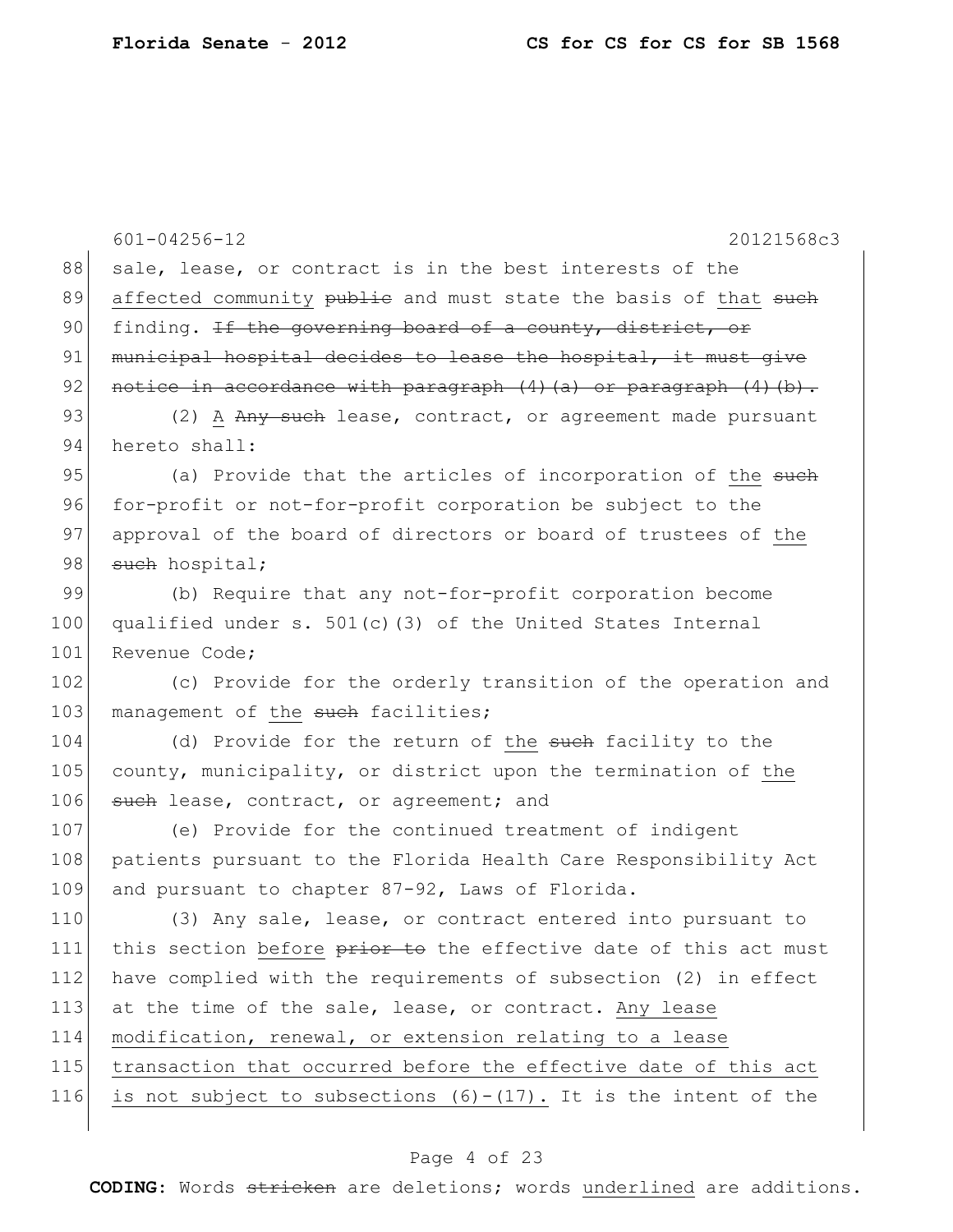601-04256-12 20121568c3

sale, lease, or contract is in the best interests of the affected community ~~public~~ and must state the basis of that ~~such~~ finding. ~~If the governing board of a county, district, or municipal hospital decides to lease the hospital, it must give notice in accordance with paragraph (4)(a) or paragraph (4)(b).~~

(2) A ~~Any such~~ lease, contract, or agreement made pursuant hereto shall:

(a) Provide that the articles of incorporation of the ~~such~~ for-profit or not-for-profit corporation be subject to the approval of the board of directors or board of trustees of the ~~such~~ hospital;

(b) Require that any not-for-profit corporation become qualified under s. 501(c)(3) of the United States Internal Revenue Code;

(c) Provide for the orderly transition of the operation and management of the ~~such~~ facilities;

(d) Provide for the return of the ~~such~~ facility to the county, municipality, or district upon the termination of the ~~such~~ lease, contract, or agreement; and

(e) Provide for the continued treatment of indigent patients pursuant to the Florida Health Care Responsibility Act and pursuant to chapter 87-92, Laws of Florida.

(3) Any sale, lease, or contract entered into pursuant to this section before ~~prior to~~ the effective date of this act must have complied with the requirements of subsection (2) in effect at the time of the sale, lease, or contract. Any lease modification, renewal, or extension relating to a lease transaction that occurred before the effective date of this act is not subject to subsections (6)-(17). It is the intent of the

**CODING:** Words ~~stricken~~ are deletions; words underlined are additions.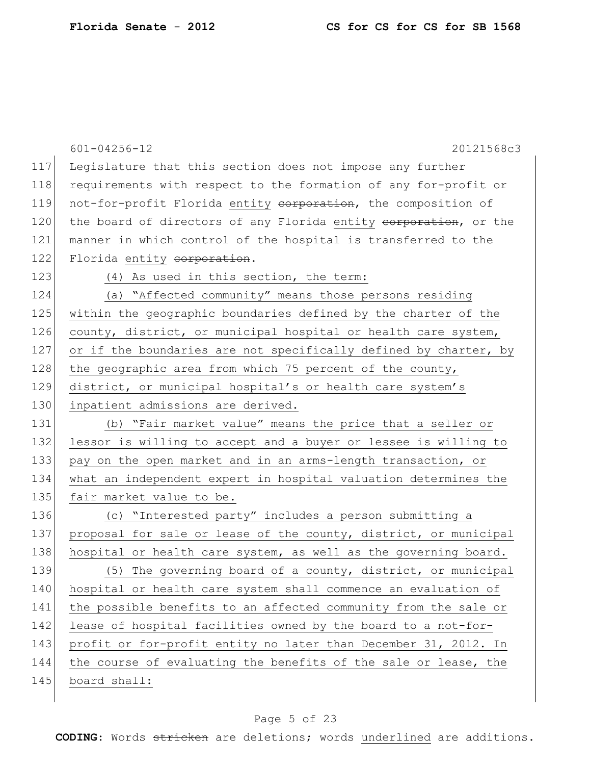Legislature that this section does not impose any further requirements with respect to the formation of any for-profit or not-for-profit Florida entity ~~corporation~~, the composition of the board of directors of any Florida entity ~~corporation~~, or the manner in which control of the hospital is transferred to the Florida entity ~~corporation~~.

<u>(4) As used in this section, the term:</u>

<u>(a) "Affected community" means those persons residing within the geographic boundaries defined by the charter of the county, district, or municipal hospital or health care system, or if the boundaries are not specifically defined by charter, by the geographic area from which 75 percent of the county, district, or municipal hospital's or health care system's inpatient admissions are derived.</u>

<u>(b) "Fair market value" means the price that a seller or lessor is willing to accept and a buyer or lessee is willing to pay on the open market and in an arms-length transaction, or what an independent expert in hospital valuation determines the fair market value to be.</u>

<u>(c) "Interested party" includes a person submitting a proposal for sale or lease of the county, district, or municipal hospital or health care system, as well as the governing board.</u>

<u>(5) The governing board of a county, district, or municipal hospital or health care system shall commence an evaluation of the possible benefits to an affected community from the sale or lease of hospital facilities owned by the board to a not-for-profit or for-profit entity no later than December 31, 2012. In the course of evaluating the benefits of the sale or lease, the board shall:</u>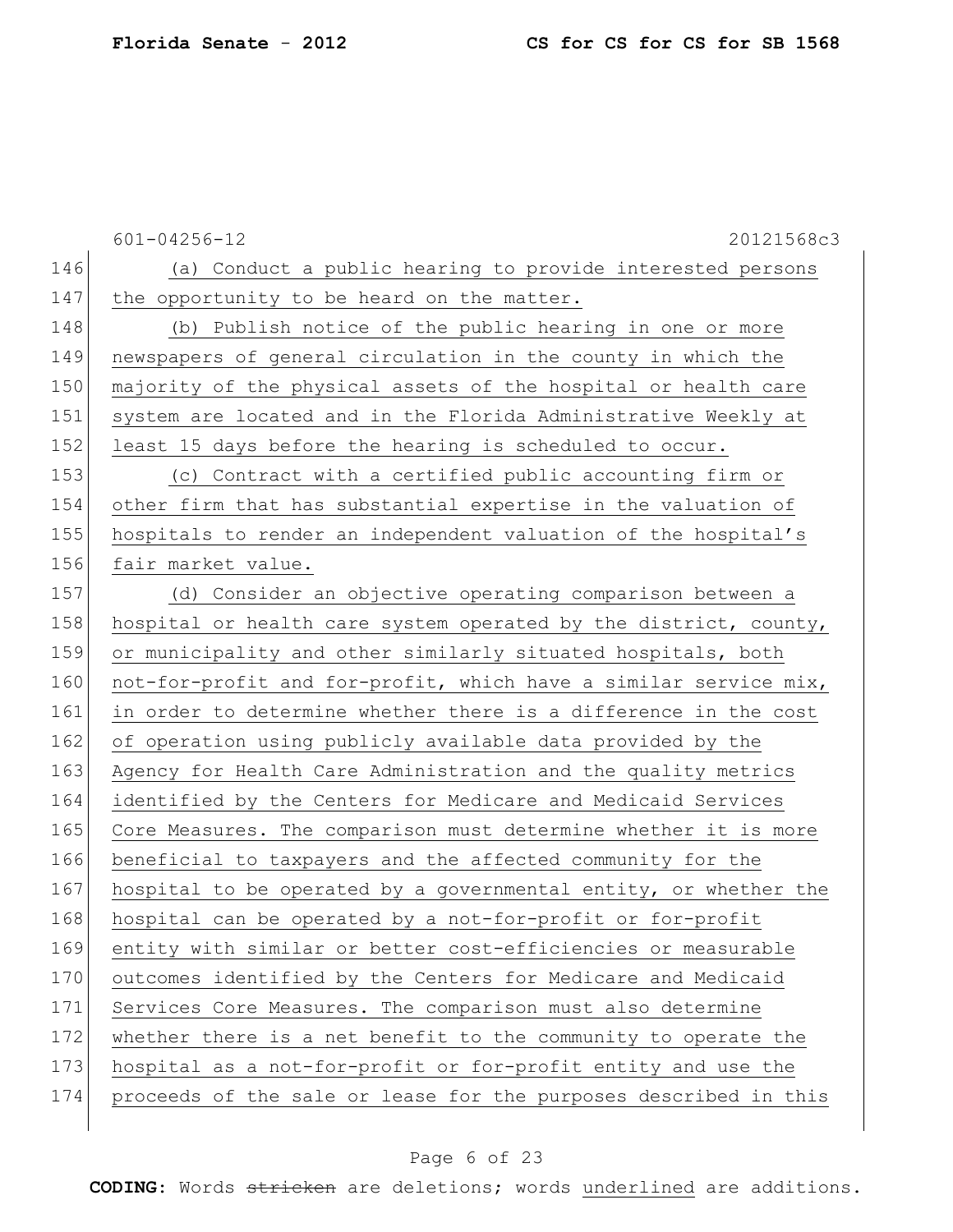601-04256-12 20121568c3

(a) Conduct a public hearing to provide interested persons the opportunity to be heard on the matter.

(b) Publish notice of the public hearing in one or more newspapers of general circulation in the county in which the majority of the physical assets of the hospital or health care system are located and in the Florida Administrative Weekly at least 15 days before the hearing is scheduled to occur.

(c) Contract with a certified public accounting firm or other firm that has substantial expertise in the valuation of hospitals to render an independent valuation of the hospital's fair market value.

(d) Consider an objective operating comparison between a hospital or health care system operated by the district, county, or municipality and other similarly situated hospitals, both not-for-profit and for-profit, which have a similar service mix, in order to determine whether there is a difference in the cost of operation using publicly available data provided by the Agency for Health Care Administration and the quality metrics identified by the Centers for Medicare and Medicaid Services Core Measures. The comparison must determine whether it is more beneficial to taxpayers and the affected community for the hospital to be operated by a governmental entity, or whether the hospital can be operated by a not-for-profit or for-profit entity with similar or better cost-efficiencies or measurable outcomes identified by the Centers for Medicare and Medicaid Services Core Measures. The comparison must also determine whether there is a net benefit to the community to operate the hospital as a not-for-profit or for-profit entity and use the proceeds of the sale or lease for the purposes described in this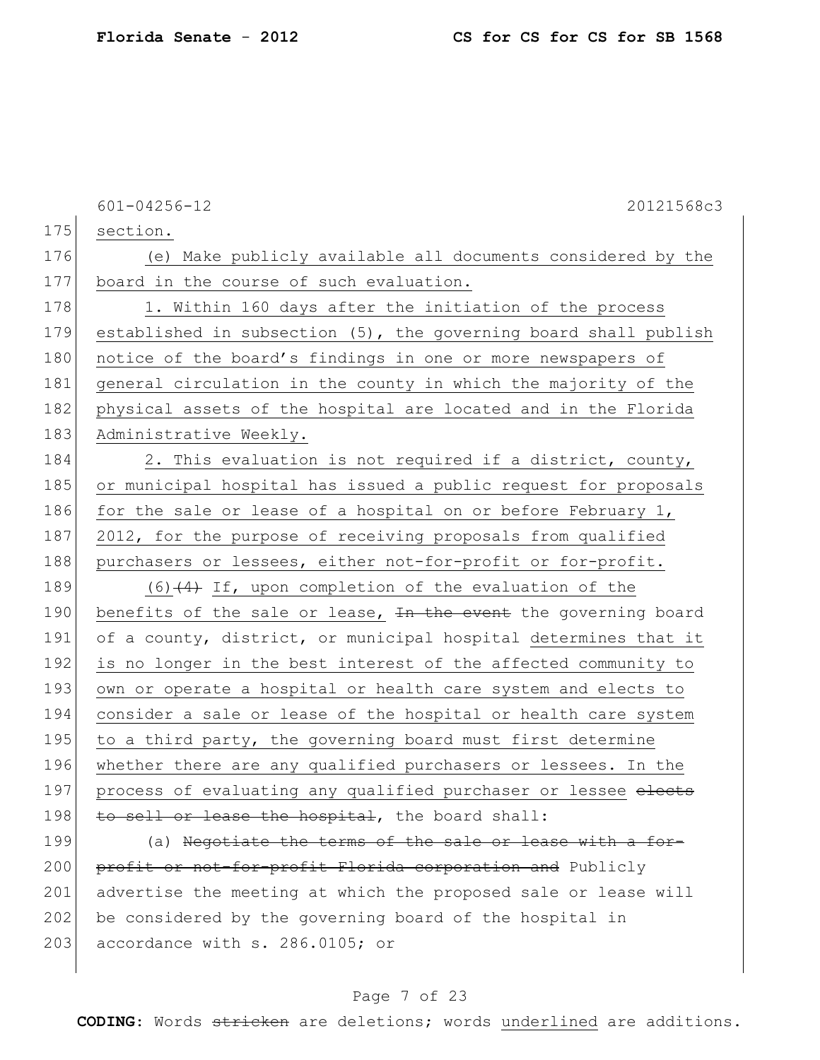section.

(e) Make publicly available all documents considered by the board in the course of such evaluation.

1. Within 160 days after the initiation of the process established in subsection (5), the governing board shall publish notice of the board's findings in one or more newspapers of general circulation in the county in which the majority of the physical assets of the hospital are located and in the Florida Administrative Weekly.

2. This evaluation is not required if a district, county, or municipal hospital has issued a public request for proposals for the sale or lease of a hospital on or before February 1, 2012, for the purpose of receiving proposals from qualified purchasers or lessees, either not-for-profit or for-profit.

(6)~~(4)~~ If, upon completion of the evaluation of the benefits of the sale or lease, ~~In the event~~ the governing board of a county, district, or municipal hospital determines that it is no longer in the best interest of the affected community to own or operate a hospital or health care system and elects to consider a sale or lease of the hospital or health care system to a third party, the governing board must first determine whether there are any qualified purchasers or lessees. In the process of evaluating any qualified purchaser or lessee ~~elects to sell or lease the hospital~~, the board shall:

(a) ~~Negotiate the terms of the sale or lease with a for-profit or not-for-profit Florida corporation and~~ Publicly advertise the meeting at which the proposed sale or lease will be considered by the governing board of the hospital in accordance with s. 286.0105; or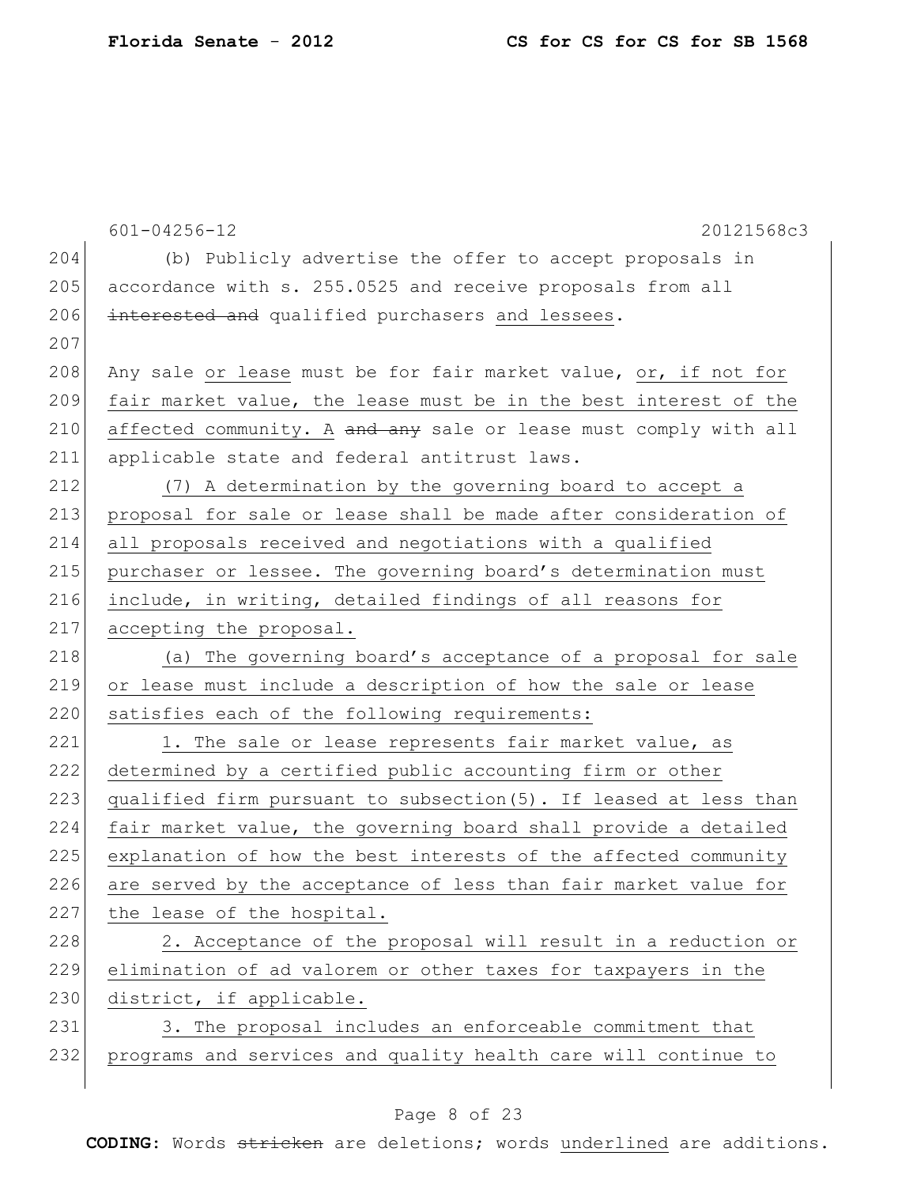601-04256-12 20121568c3

(b) Publicly advertise the offer to accept proposals in accordance with s. 255.0525 and receive proposals from all ~~interested and~~ qualified purchasers <u>and lessees</u>.

Any sale <u>or lease</u> must be for fair market value, <u>or, if not for fair market value, the lease must be in the best interest of the affected community. A</u> ~~and any~~ sale or lease must comply with all applicable state and federal antitrust laws.

<u>(7) A determination by the governing board to accept a proposal for sale or lease shall be made after consideration of all proposals received and negotiations with a qualified purchaser or lessee. The governing board's determination must include, in writing, detailed findings of all reasons for accepting the proposal.</u>

<u>(a) The governing board's acceptance of a proposal for sale or lease must include a description of how the sale or lease satisfies each of the following requirements:</u>

<u>1. The sale or lease represents fair market value, as determined by a certified public accounting firm or other qualified firm pursuant to subsection(5). If leased at less than fair market value, the governing board shall provide a detailed explanation of how the best interests of the affected community are served by the acceptance of less than fair market value for the lease of the hospital.</u>

<u>2. Acceptance of the proposal will result in a reduction or elimination of ad valorem or other taxes for taxpayers in the district, if applicable.</u>

<u>3. The proposal includes an enforceable commitment that programs and services and quality health care will continue to</u>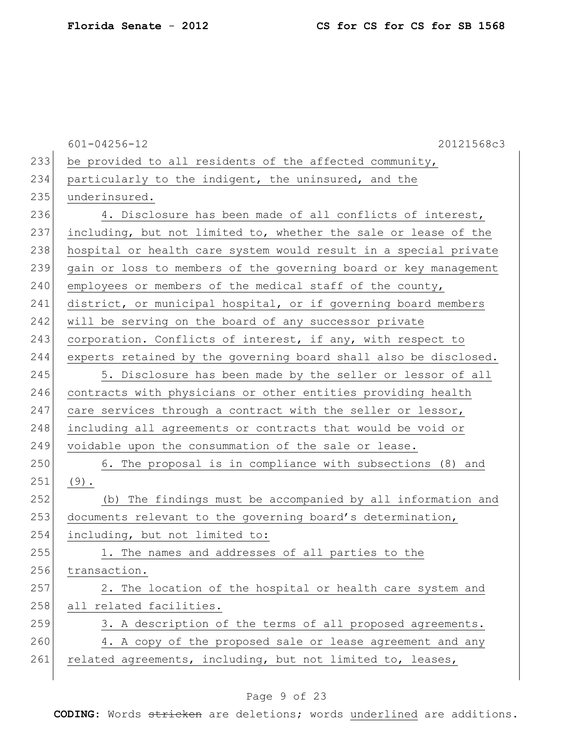be provided to all residents of the affected community, particularly to the indigent, the uninsured, and the underinsured.

4. Disclosure has been made of all conflicts of interest, including, but not limited to, whether the sale or lease of the hospital or health care system would result in a special private gain or loss to members of the governing board or key management employees or members of the medical staff of the county, district, or municipal hospital, or if governing board members will be serving on the board of any successor private corporation. Conflicts of interest, if any, with respect to experts retained by the governing board shall also be disclosed.

5. Disclosure has been made by the seller or lessor of all contracts with physicians or other entities providing health care services through a contract with the seller or lessor, including all agreements or contracts that would be void or voidable upon the consummation of the sale or lease.

6. The proposal is in compliance with subsections (8) and (9).

(b) The findings must be accompanied by all information and documents relevant to the governing board's determination, including, but not limited to:

1. The names and addresses of all parties to the transaction.

2. The location of the hospital or health care system and all related facilities.

3. A description of the terms of all proposed agreements.

4. A copy of the proposed sale or lease agreement and any related agreements, including, but not limited to, leases,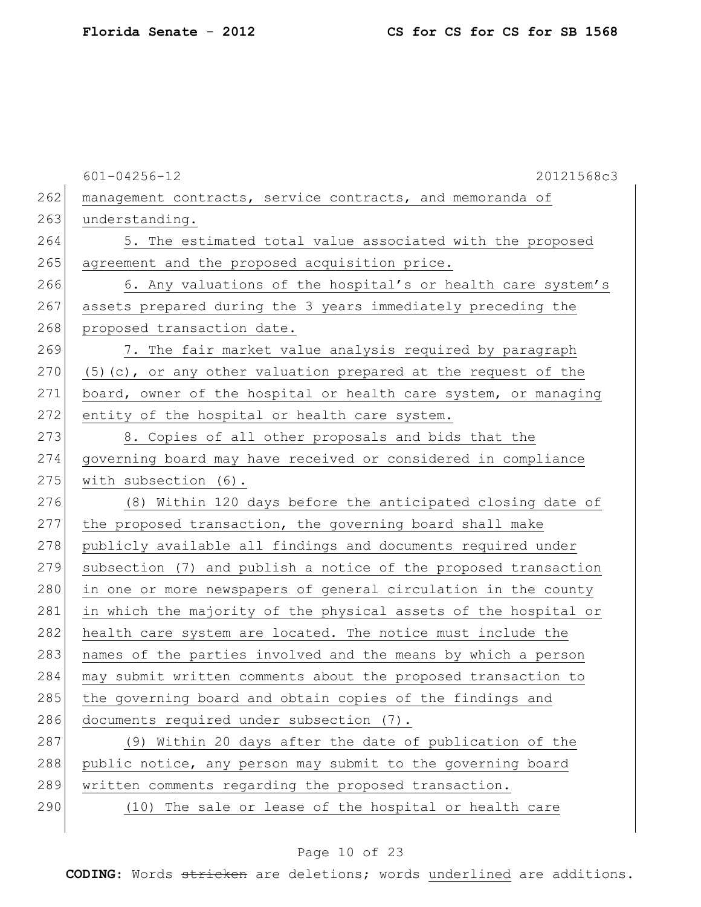management contracts, service contracts, and memoranda of understanding.

5. The estimated total value associated with the proposed agreement and the proposed acquisition price.

6. Any valuations of the hospital's or health care system's assets prepared during the 3 years immediately preceding the proposed transaction date.

7. The fair market value analysis required by paragraph (5)(c), or any other valuation prepared at the request of the board, owner of the hospital or health care system, or managing entity of the hospital or health care system.

8. Copies of all other proposals and bids that the governing board may have received or considered in compliance with subsection (6).

(8) Within 120 days before the anticipated closing date of the proposed transaction, the governing board shall make publicly available all findings and documents required under subsection (7) and publish a notice of the proposed transaction in one or more newspapers of general circulation in the county in which the majority of the physical assets of the hospital or health care system are located. The notice must include the names of the parties involved and the means by which a person may submit written comments about the proposed transaction to the governing board and obtain copies of the findings and documents required under subsection (7).

(9) Within 20 days after the date of publication of the public notice, any person may submit to the governing board written comments regarding the proposed transaction.

(10) The sale or lease of the hospital or health care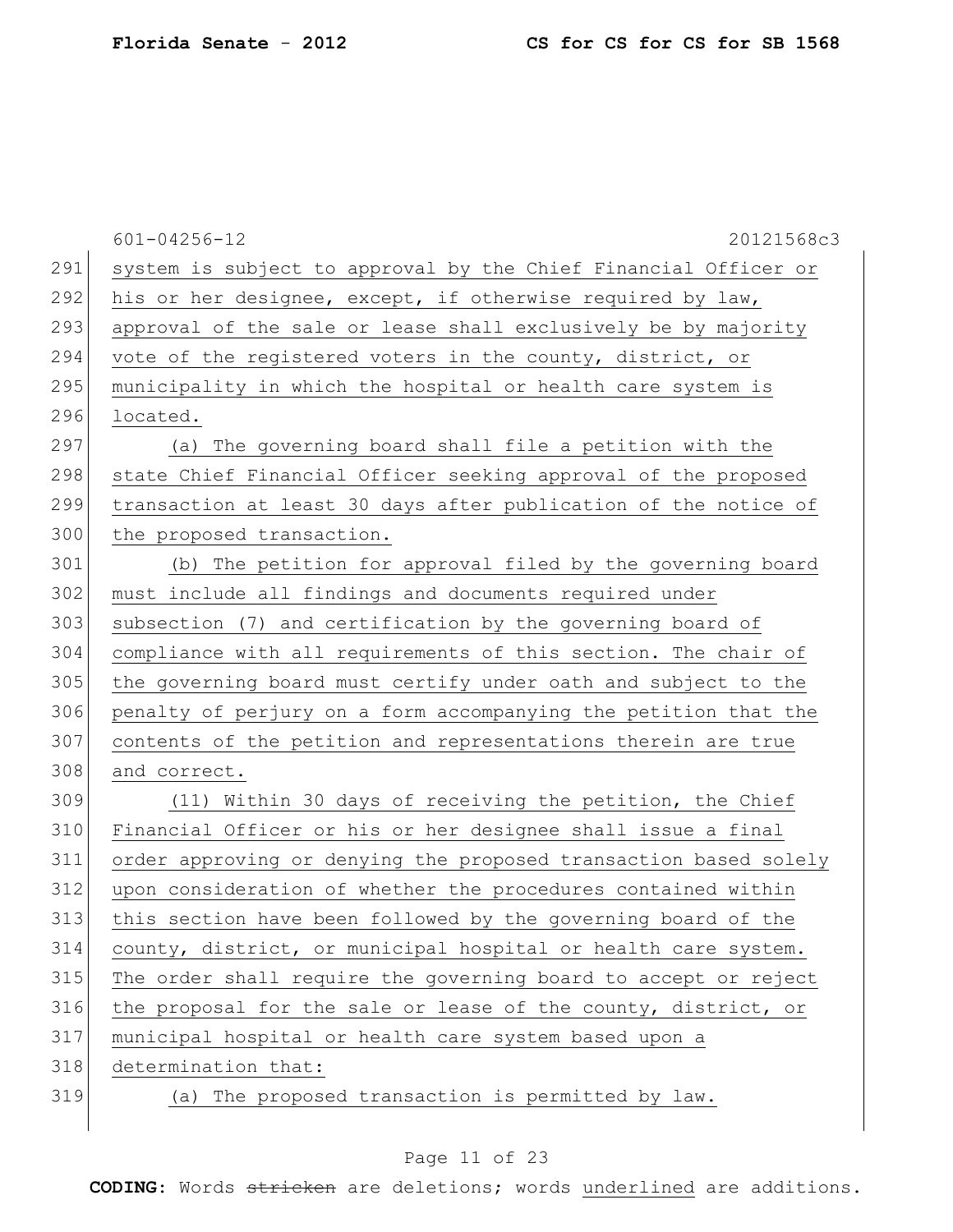601-04256-12 20121568c3

system is subject to approval by the Chief Financial Officer or his or her designee, except, if otherwise required by law, approval of the sale or lease shall exclusively be by majority vote of the registered voters in the county, district, or municipality in which the hospital or health care system is located.

(a) The governing board shall file a petition with the state Chief Financial Officer seeking approval of the proposed transaction at least 30 days after publication of the notice of the proposed transaction.

(b) The petition for approval filed by the governing board must include all findings and documents required under subsection (7) and certification by the governing board of compliance with all requirements of this section. The chair of the governing board must certify under oath and subject to the penalty of perjury on a form accompanying the petition that the contents of the petition and representations therein are true and correct.

(11) Within 30 days of receiving the petition, the Chief Financial Officer or his or her designee shall issue a final order approving or denying the proposed transaction based solely upon consideration of whether the procedures contained within this section have been followed by the governing board of the county, district, or municipal hospital or health care system. The order shall require the governing board to accept or reject the proposal for the sale or lease of the county, district, or municipal hospital or health care system based upon a determination that:

(a) The proposed transaction is permitted by law.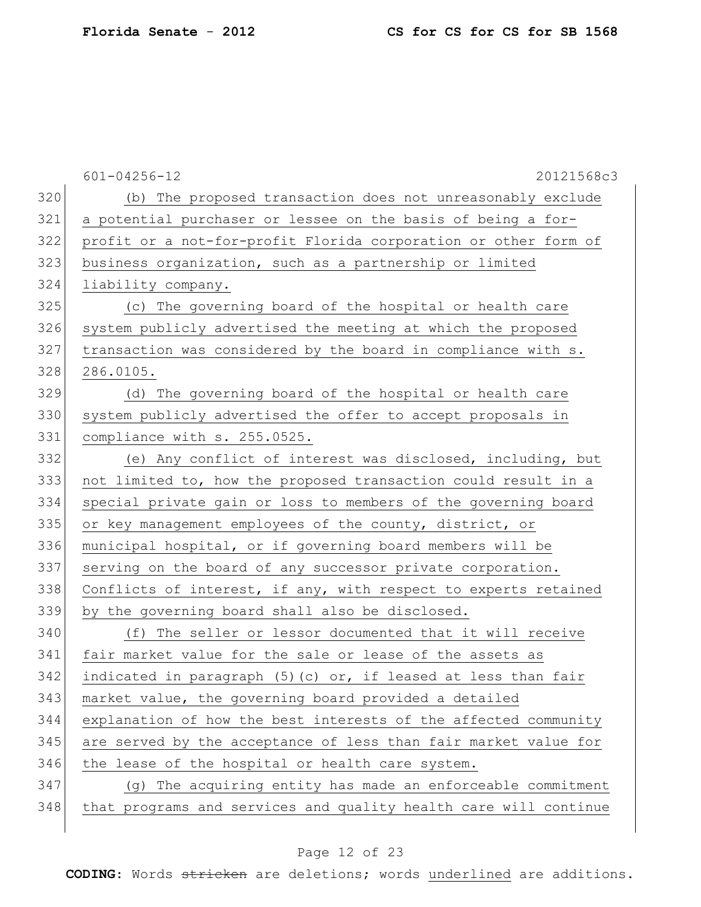(b) The proposed transaction does not unreasonably exclude a potential purchaser or lessee on the basis of being a for-profit or a not-for-profit Florida corporation or other form of business organization, such as a partnership or limited liability company.

(c) The governing board of the hospital or health care system publicly advertised the meeting at which the proposed transaction was considered by the board in compliance with s. 286.0105.

(d) The governing board of the hospital or health care system publicly advertised the offer to accept proposals in compliance with s. 255.0525.

(e) Any conflict of interest was disclosed, including, but not limited to, how the proposed transaction could result in a special private gain or loss to members of the governing board or key management employees of the county, district, or municipal hospital, or if governing board members will be serving on the board of any successor private corporation. Conflicts of interest, if any, with respect to experts retained by the governing board shall also be disclosed.

(f) The seller or lessor documented that it will receive fair market value for the sale or lease of the assets as indicated in paragraph (5)(c) or, if leased at less than fair market value, the governing board provided a detailed explanation of how the best interests of the affected community are served by the acceptance of less than fair market value for the lease of the hospital or health care system.

(g) The acquiring entity has made an enforceable commitment that programs and services and quality health care will continue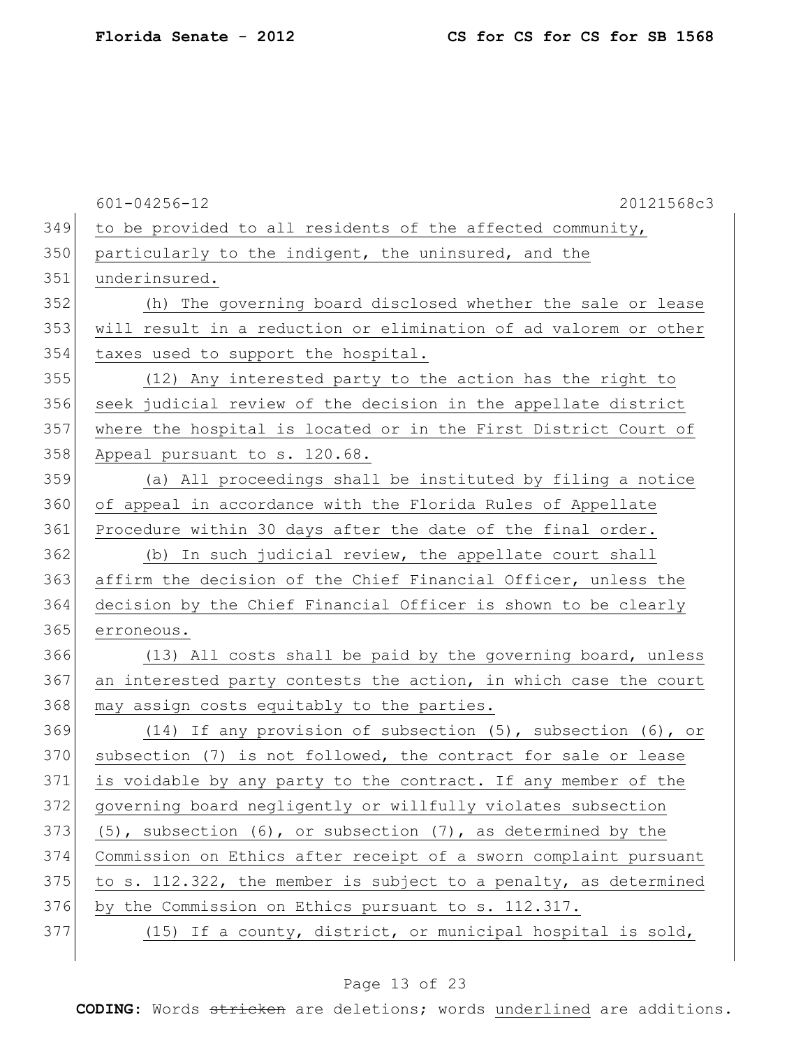to be provided to all residents of the affected community, particularly to the indigent, the uninsured, and the underinsured.

(h) The governing board disclosed whether the sale or lease will result in a reduction or elimination of ad valorem or other taxes used to support the hospital.

(12) Any interested party to the action has the right to seek judicial review of the decision in the appellate district where the hospital is located or in the First District Court of Appeal pursuant to s. 120.68.

(a) All proceedings shall be instituted by filing a notice of appeal in accordance with the Florida Rules of Appellate Procedure within 30 days after the date of the final order.

(b) In such judicial review, the appellate court shall affirm the decision of the Chief Financial Officer, unless the decision by the Chief Financial Officer is shown to be clearly erroneous.

(13) All costs shall be paid by the governing board, unless an interested party contests the action, in which case the court may assign costs equitably to the parties.

(14) If any provision of subsection (5), subsection (6), or subsection (7) is not followed, the contract for sale or lease is voidable by any party to the contract. If any member of the governing board negligently or willfully violates subsection (5), subsection (6), or subsection (7), as determined by the Commission on Ethics after receipt of a sworn complaint pursuant to s. 112.322, the member is subject to a penalty, as determined by the Commission on Ethics pursuant to s. 112.317.

(15) If a county, district, or municipal hospital is sold,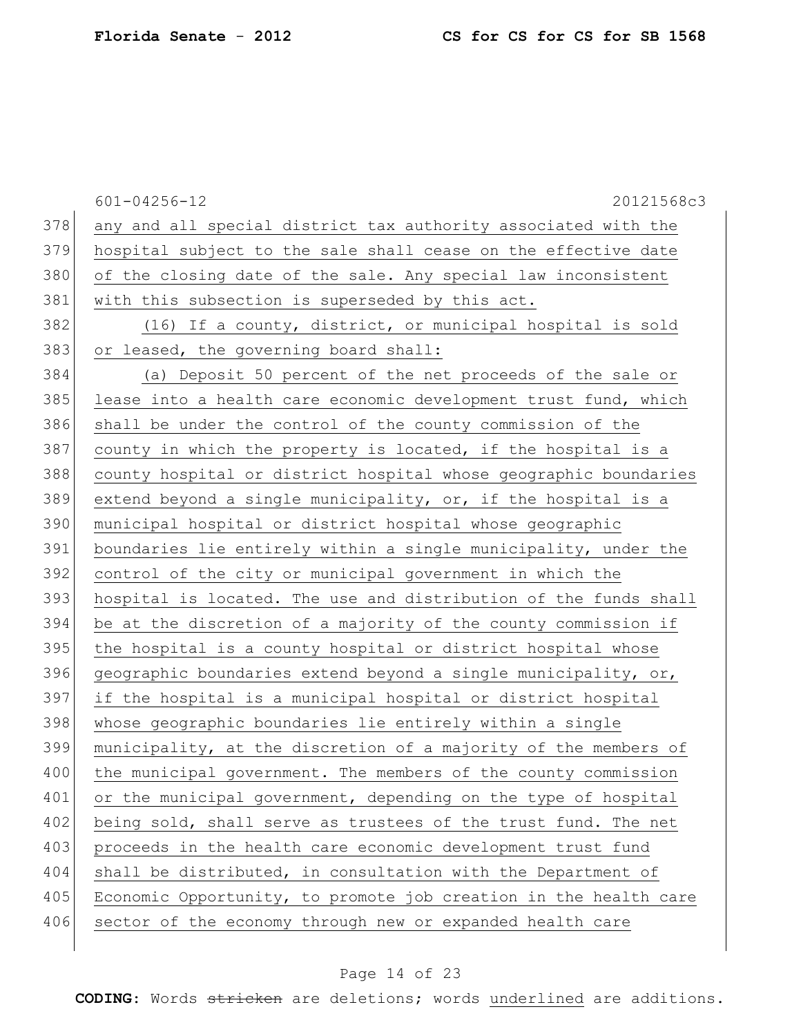601-04256-12 20121568c3

any and all special district tax authority associated with the hospital subject to the sale shall cease on the effective date of the closing date of the sale. Any special law inconsistent with this subsection is superseded by this act.

(16) If a county, district, or municipal hospital is sold or leased, the governing board shall:

(a) Deposit 50 percent of the net proceeds of the sale or lease into a health care economic development trust fund, which shall be under the control of the county commission of the county in which the property is located, if the hospital is a county hospital or district hospital whose geographic boundaries extend beyond a single municipality, or, if the hospital is a municipal hospital or district hospital whose geographic boundaries lie entirely within a single municipality, under the control of the city or municipal government in which the hospital is located. The use and distribution of the funds shall be at the discretion of a majority of the county commission if the hospital is a county hospital or district hospital whose geographic boundaries extend beyond a single municipality, or, if the hospital is a municipal hospital or district hospital whose geographic boundaries lie entirely within a single municipality, at the discretion of a majority of the members of the municipal government. The members of the county commission or the municipal government, depending on the type of hospital being sold, shall serve as trustees of the trust fund. The net proceeds in the health care economic development trust fund shall be distributed, in consultation with the Department of Economic Opportunity, to promote job creation in the health care sector of the economy through new or expanded health care

**CODING:** Words ~~stricken~~ are deletions; words underlined are additions.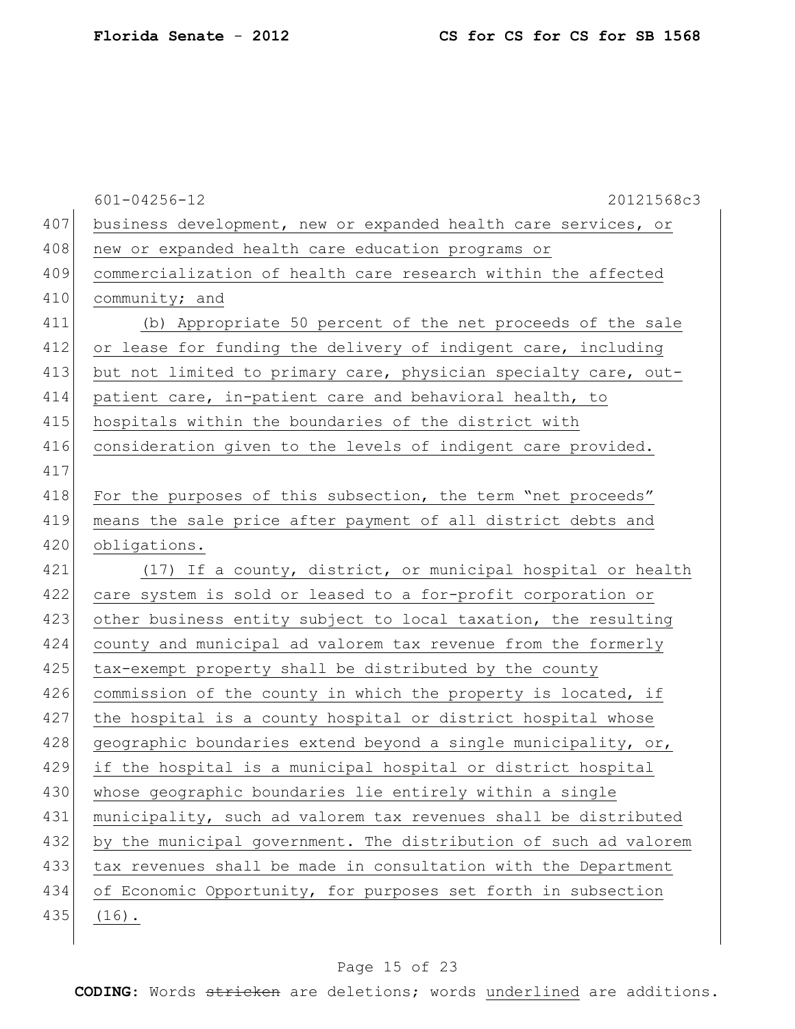business development, new or expanded health care services, or new or expanded health care education programs or commercialization of health care research within the affected community; and

(b) Appropriate 50 percent of the net proceeds of the sale or lease for funding the delivery of indigent care, including but not limited to primary care, physician specialty care, out-patient care, in-patient care and behavioral health, to hospitals within the boundaries of the district with consideration given to the levels of indigent care provided.

For the purposes of this subsection, the term "net proceeds" means the sale price after payment of all district debts and obligations.

(17) If a county, district, or municipal hospital or health care system is sold or leased to a for-profit corporation or other business entity subject to local taxation, the resulting county and municipal ad valorem tax revenue from the formerly tax-exempt property shall be distributed by the county commission of the county in which the property is located, if the hospital is a county hospital or district hospital whose geographic boundaries extend beyond a single municipality, or, if the hospital is a municipal hospital or district hospital whose geographic boundaries lie entirely within a single municipality, such ad valorem tax revenues shall be distributed by the municipal government. The distribution of such ad valorem tax revenues shall be made in consultation with the Department of Economic Opportunity, for purposes set forth in subsection (16).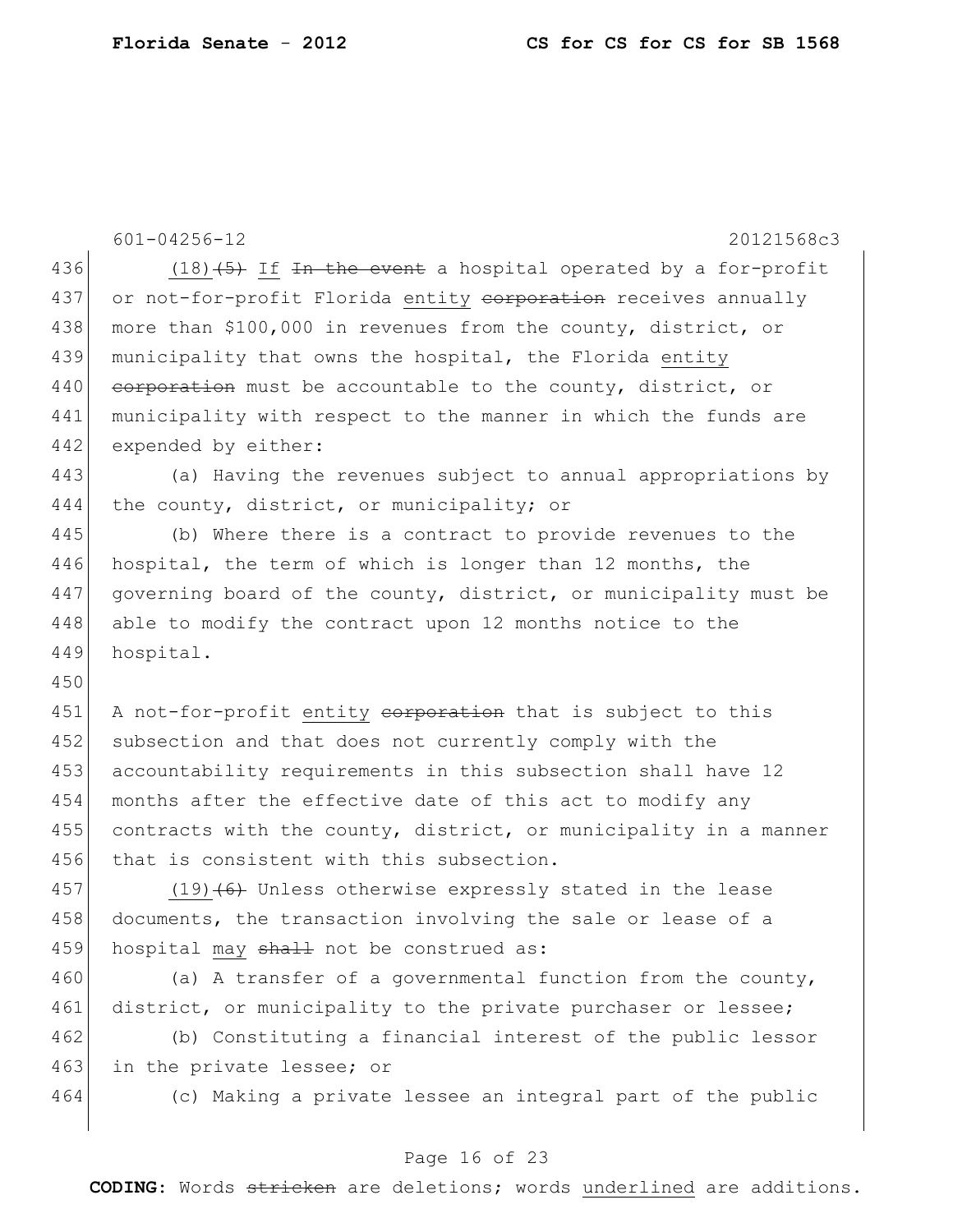(18)~~(5)~~ If ~~In the event~~ a hospital operated by a for-profit or not-for-profit Florida entity ~~corporation~~ receives annually more than $100,000 in revenues from the county, district, or municipality that owns the hospital, the Florida entity ~~corporation~~ must be accountable to the county, district, or municipality with respect to the manner in which the funds are expended by either:

(a) Having the revenues subject to annual appropriations by the county, district, or municipality; or

(b) Where there is a contract to provide revenues to the hospital, the term of which is longer than 12 months, the governing board of the county, district, or municipality must be able to modify the contract upon 12 months notice to the hospital.

A not-for-profit entity ~~corporation~~ that is subject to this subsection and that does not currently comply with the accountability requirements in this subsection shall have 12 months after the effective date of this act to modify any contracts with the county, district, or municipality in a manner that is consistent with this subsection.

(19)~~(6)~~ Unless otherwise expressly stated in the lease documents, the transaction involving the sale or lease of a hospital may ~~shall~~ not be construed as:

(a) A transfer of a governmental function from the county, district, or municipality to the private purchaser or lessee;

(b) Constituting a financial interest of the public lessor in the private lessee; or

(c) Making a private lessee an integral part of the public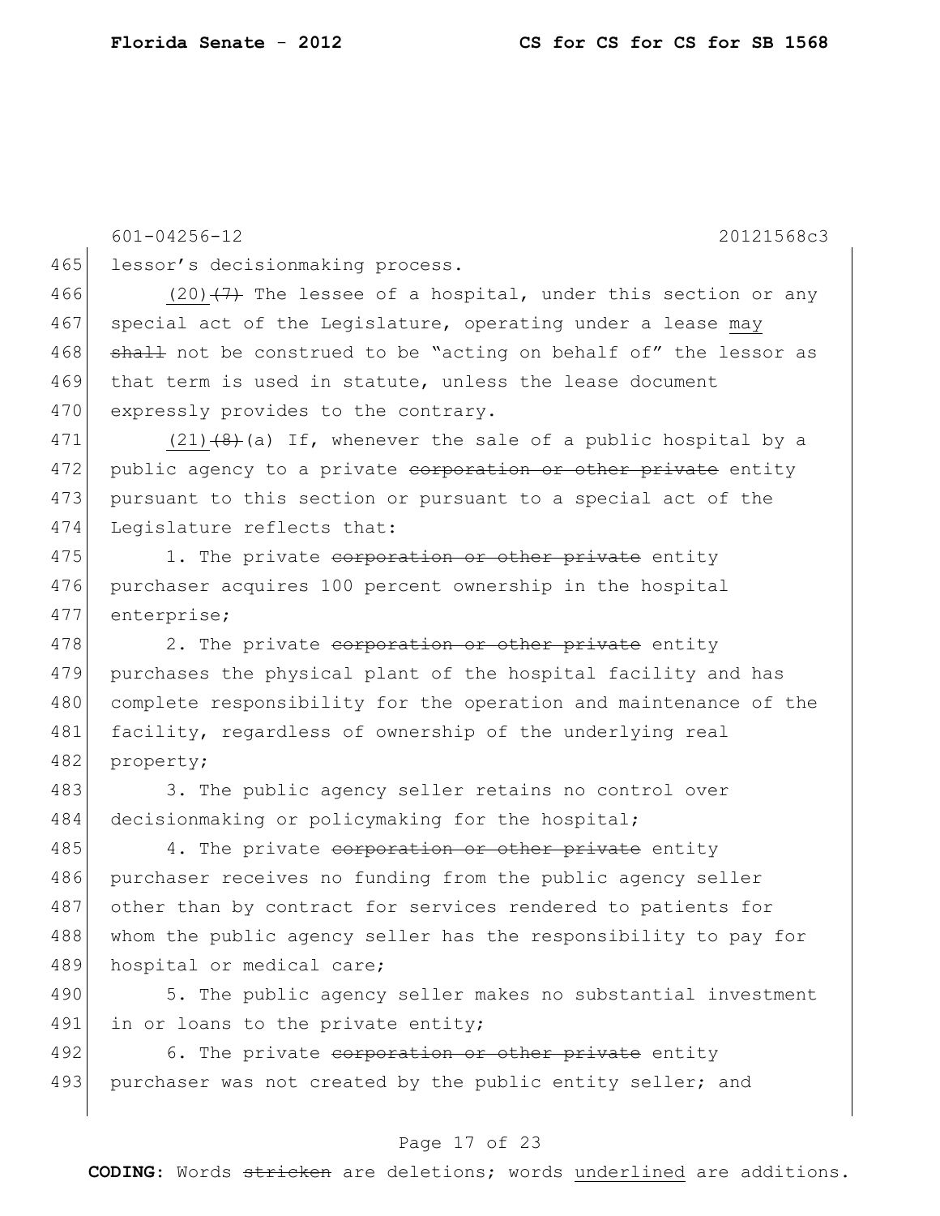lessor's decisionmaking process.

(20)~~(7)~~ The lessee of a hospital, under this section or any special act of the Legislature, operating under a lease may ~~shall~~ not be construed to be "acting on behalf of" the lessor as that term is used in statute, unless the lease document expressly provides to the contrary.

(21)~~(8)~~(a) If, whenever the sale of a public hospital by a public agency to a private ~~corporation or other private~~ entity pursuant to this section or pursuant to a special act of the Legislature reflects that:

1. The private ~~corporation or other private~~ entity purchaser acquires 100 percent ownership in the hospital enterprise;

2. The private ~~corporation or other private~~ entity purchases the physical plant of the hospital facility and has complete responsibility for the operation and maintenance of the facility, regardless of ownership of the underlying real property;

3. The public agency seller retains no control over decisionmaking or policymaking for the hospital;

4. The private ~~corporation or other private~~ entity purchaser receives no funding from the public agency seller other than by contract for services rendered to patients for whom the public agency seller has the responsibility to pay for hospital or medical care;

5. The public agency seller makes no substantial investment in or loans to the private entity;

6. The private ~~corporation or other private~~ entity purchaser was not created by the public entity seller; and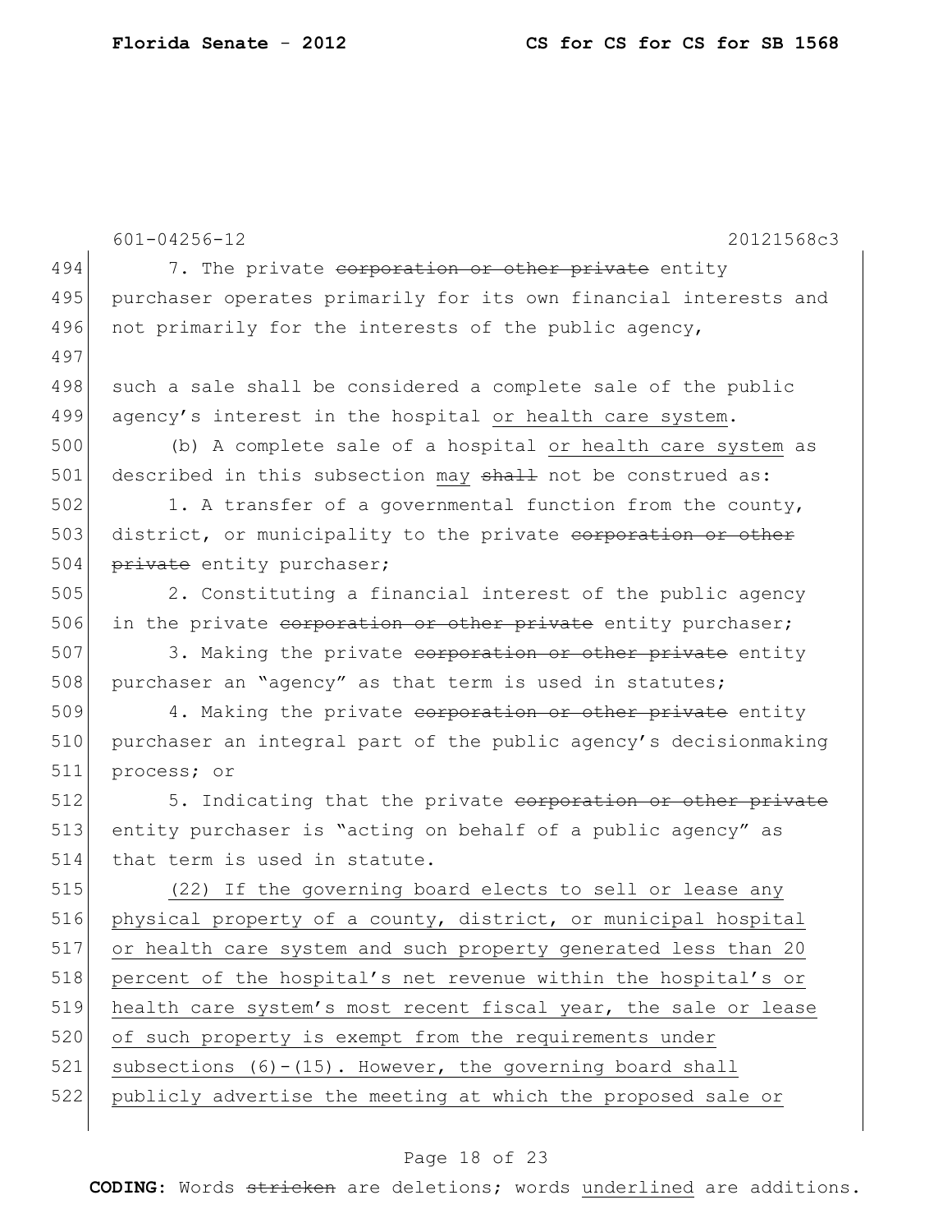7. The private ~~corporation or other private~~ entity purchaser operates primarily for its own financial interests and not primarily for the interests of the public agency,

such a sale shall be considered a complete sale of the public agency's interest in the hospital <u>or health care system</u>.

(b) A complete sale of a hospital <u>or health care system</u> as described in this subsection <u>may</u> ~~shall~~ not be construed as:

1. A transfer of a governmental function from the county, district, or municipality to the private ~~corporation or other private~~ entity purchaser;

2. Constituting a financial interest of the public agency in the private ~~corporation or other private~~ entity purchaser;

3. Making the private ~~corporation or other private~~ entity purchaser an "agency" as that term is used in statutes;

4. Making the private ~~corporation or other private~~ entity purchaser an integral part of the public agency's decisionmaking process; or

5. Indicating that the private ~~corporation or other private~~ entity purchaser is "acting on behalf of a public agency" as that term is used in statute.

<u>(22) If the governing board elects to sell or lease any physical property of a county, district, or municipal hospital or health care system and such property generated less than 20 percent of the hospital's net revenue within the hospital's or health care system's most recent fiscal year, the sale or lease of such property is exempt from the requirements under subsections (6)-(15). However, the governing board shall publicly advertise the meeting at which the proposed sale or</u>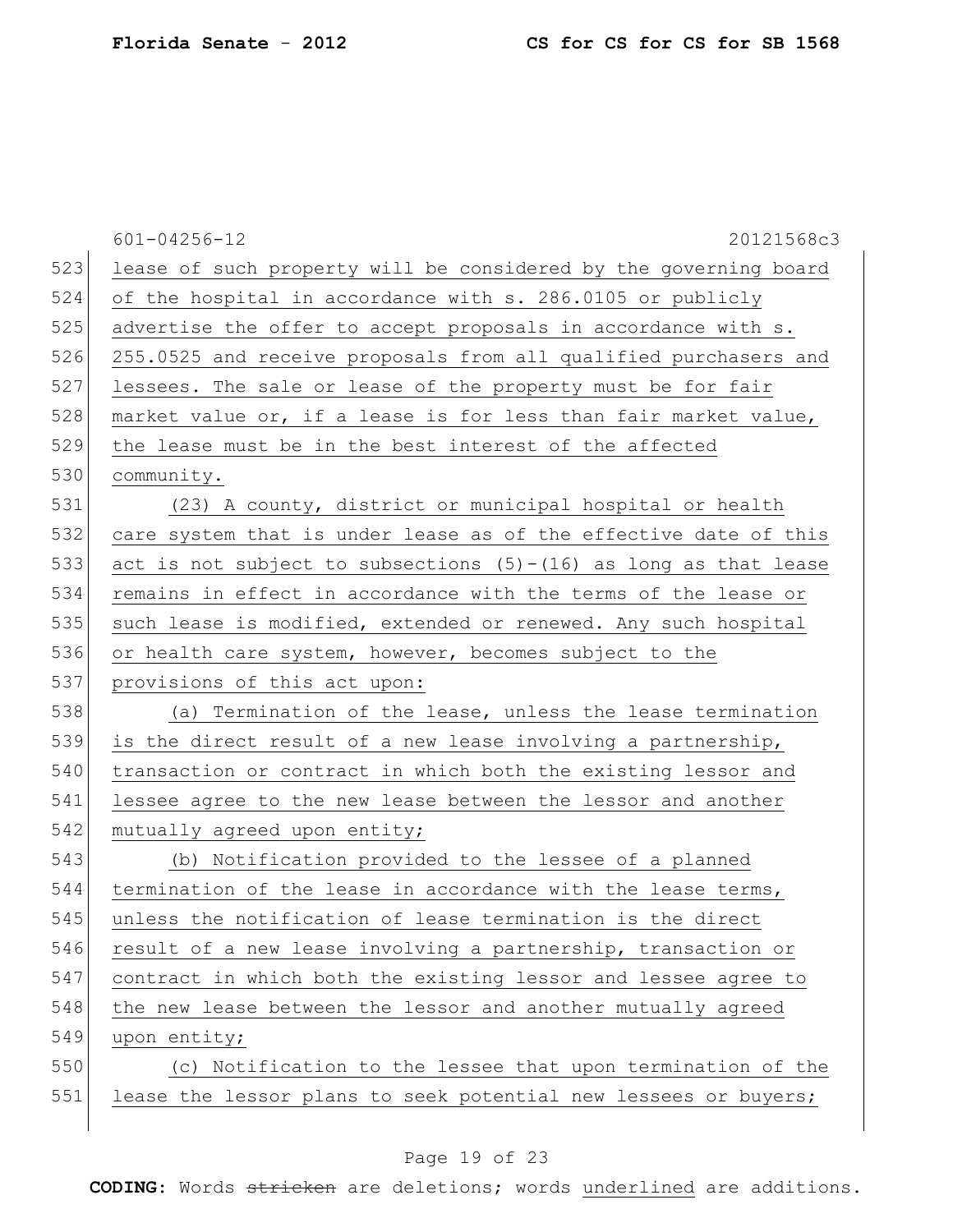lease of such property will be considered by the governing board of the hospital in accordance with s. 286.0105 or publicly advertise the offer to accept proposals in accordance with s. 255.0525 and receive proposals from all qualified purchasers and lessees. The sale or lease of the property must be for fair market value or, if a lease is for less than fair market value, the lease must be in the best interest of the affected community.

(23) A county, district or municipal hospital or health care system that is under lease as of the effective date of this act is not subject to subsections (5)-(16) as long as that lease remains in effect in accordance with the terms of the lease or such lease is modified, extended or renewed. Any such hospital or health care system, however, becomes subject to the provisions of this act upon:

(a) Termination of the lease, unless the lease termination is the direct result of a new lease involving a partnership, transaction or contract in which both the existing lessor and lessee agree to the new lease between the lessor and another mutually agreed upon entity;

(b) Notification provided to the lessee of a planned termination of the lease in accordance with the lease terms, unless the notification of lease termination is the direct result of a new lease involving a partnership, transaction or contract in which both the existing lessor and lessee agree to the new lease between the lessor and another mutually agreed upon entity;

(c) Notification to the lessee that upon termination of the lease the lessor plans to seek potential new lessees or buyers;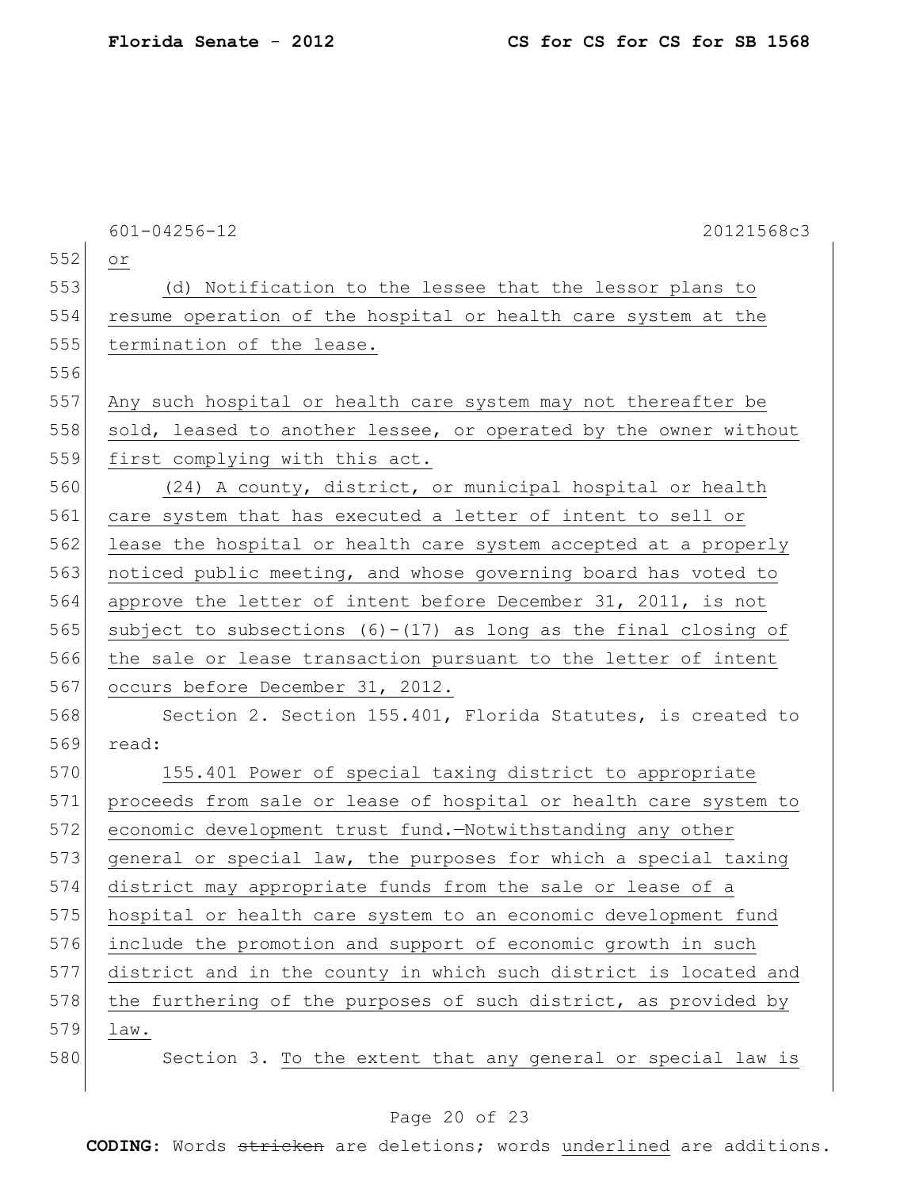or

(d) Notification to the lessee that the lessor plans to resume operation of the hospital or health care system at the termination of the lease.

Any such hospital or health care system may not thereafter be sold, leased to another lessee, or operated by the owner without first complying with this act.

(24) A county, district, or municipal hospital or health care system that has executed a letter of intent to sell or lease the hospital or health care system accepted at a properly noticed public meeting, and whose governing board has voted to approve the letter of intent before December 31, 2011, is not subject to subsections (6)-(17) as long as the final closing of the sale or lease transaction pursuant to the letter of intent occurs before December 31, 2012.

Section 2. Section 155.401, Florida Statutes, is created to read:

155.401 Power of special taxing district to appropriate proceeds from sale or lease of hospital or health care system to economic development trust fund.—Notwithstanding any other general or special law, the purposes for which a special taxing district may appropriate funds from the sale or lease of a hospital or health care system to an economic development fund include the promotion and support of economic growth in such district and in the county in which such district is located and the furthering of the purposes of such district, as provided by law.

Section 3. To the extent that any general or special law is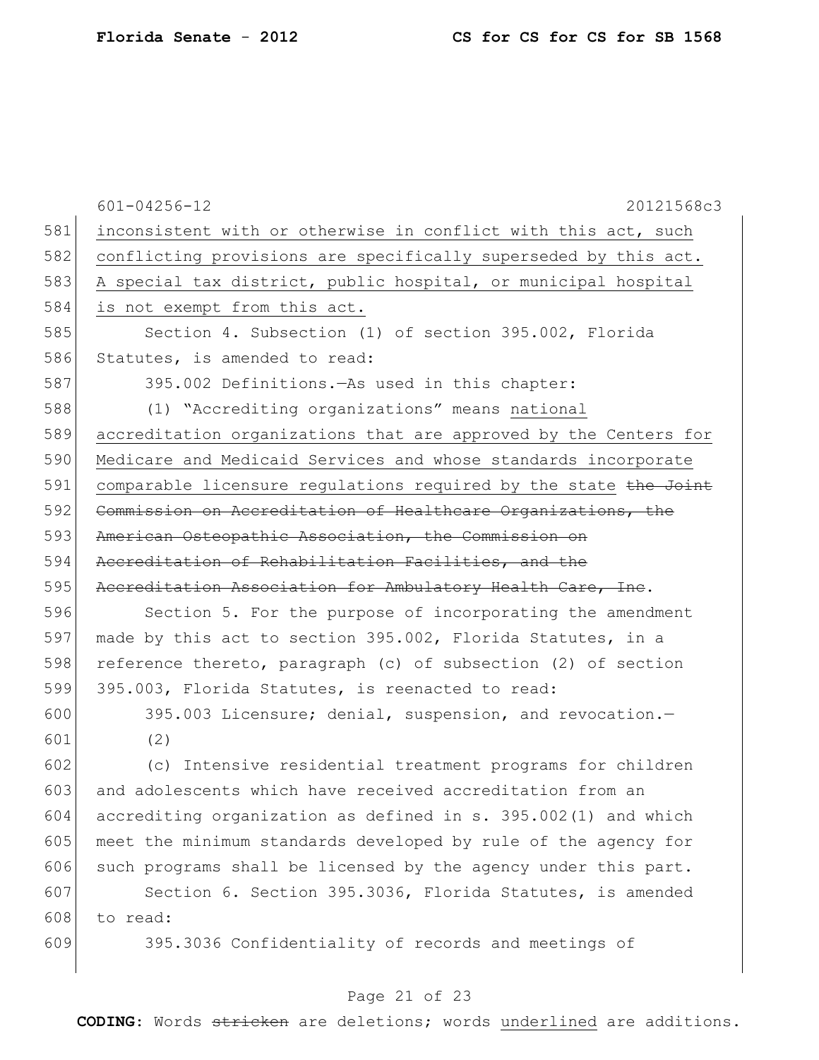601-04256-12 20121568c3

inconsistent with or otherwise in conflict with this act, such conflicting provisions are specifically superseded by this act. A special tax district, public hospital, or municipal hospital is not exempt from this act.

Section 4. Subsection (1) of section 395.002, Florida Statutes, is amended to read:

395.002 Definitions.—As used in this chapter:

(1) "Accrediting organizations" means national accreditation organizations that are approved by the Centers for Medicare and Medicaid Services and whose standards incorporate comparable licensure regulations required by the state ~~the Joint Commission on Accreditation of Healthcare Organizations, the American Osteopathic Association, the Commission on Accreditation of Rehabilitation Facilities, and the Accreditation Association for Ambulatory Health Care, Inc~~.

Section 5. For the purpose of incorporating the amendment made by this act to section 395.002, Florida Statutes, in a reference thereto, paragraph (c) of subsection (2) of section 395.003, Florida Statutes, is reenacted to read:

395.003 Licensure; denial, suspension, and revocation.—

(2)

(c) Intensive residential treatment programs for children and adolescents which have received accreditation from an accrediting organization as defined in s. 395.002(1) and which meet the minimum standards developed by rule of the agency for such programs shall be licensed by the agency under this part.

Section 6. Section 395.3036, Florida Statutes, is amended to read:

395.3036 Confidentiality of records and meetings of

**CODING:** Words ~~stricken~~ are deletions; words underlined are additions.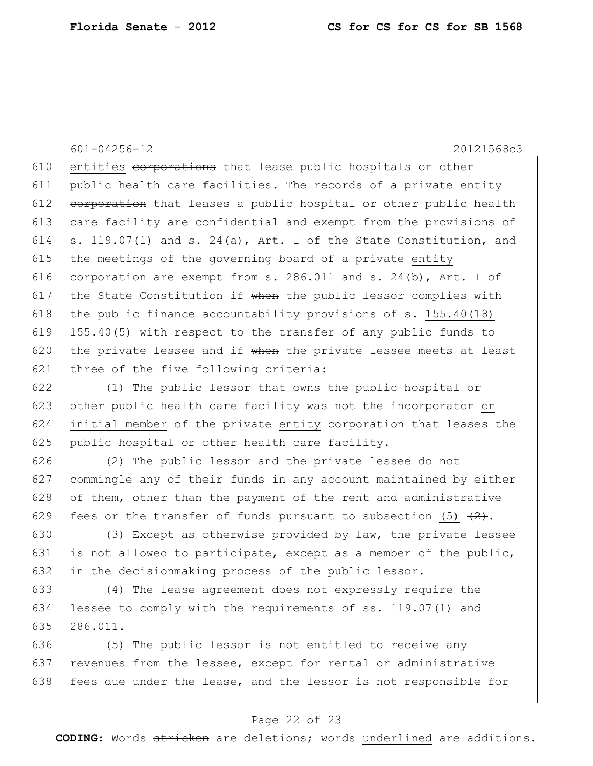601-04256-12 20121568c3

610 entities ~~corporations~~ that lease public hospitals or other
611 public health care facilities.—The records of a private entity
612 ~~corporation~~ that leases a public hospital or other public health
613 care facility are confidential and exempt from ~~the provisions of~~
614 s. 119.07(1) and s. 24(a), Art. I of the State Constitution, and
615 the meetings of the governing board of a private entity
616 ~~corporation~~ are exempt from s. 286.011 and s. 24(b), Art. I of
617 the State Constitution if ~~when~~ the public lessor complies with
618 the public finance accountability provisions of s. 155.40(18)
619 ~~155.40(5)~~ with respect to the transfer of any public funds to
620 the private lessee and if ~~when~~ the private lessee meets at least
621 three of the five following criteria:

622 (1) The public lessor that owns the public hospital or
623 other public health care facility was not the incorporator or
624 initial member of the private entity ~~corporation~~ that leases the
625 public hospital or other health care facility.

626 (2) The public lessor and the private lessee do not
627 commingle any of their funds in any account maintained by either
628 of them, other than the payment of the rent and administrative
629 fees or the transfer of funds pursuant to subsection (5) ~~(2)~~.

630 (3) Except as otherwise provided by law, the private lessee
631 is not allowed to participate, except as a member of the public,
632 in the decisionmaking process of the public lessor.

633 (4) The lease agreement does not expressly require the
634 lessee to comply with ~~the requirements of~~ ss. 119.07(1) and
635 286.011.

636 (5) The public lessor is not entitled to receive any
637 revenues from the lessee, except for rental or administrative
638 fees due under the lease, and the lessor is not responsible for

**CODING:** Words ~~stricken~~ are deletions; words underlined are additions.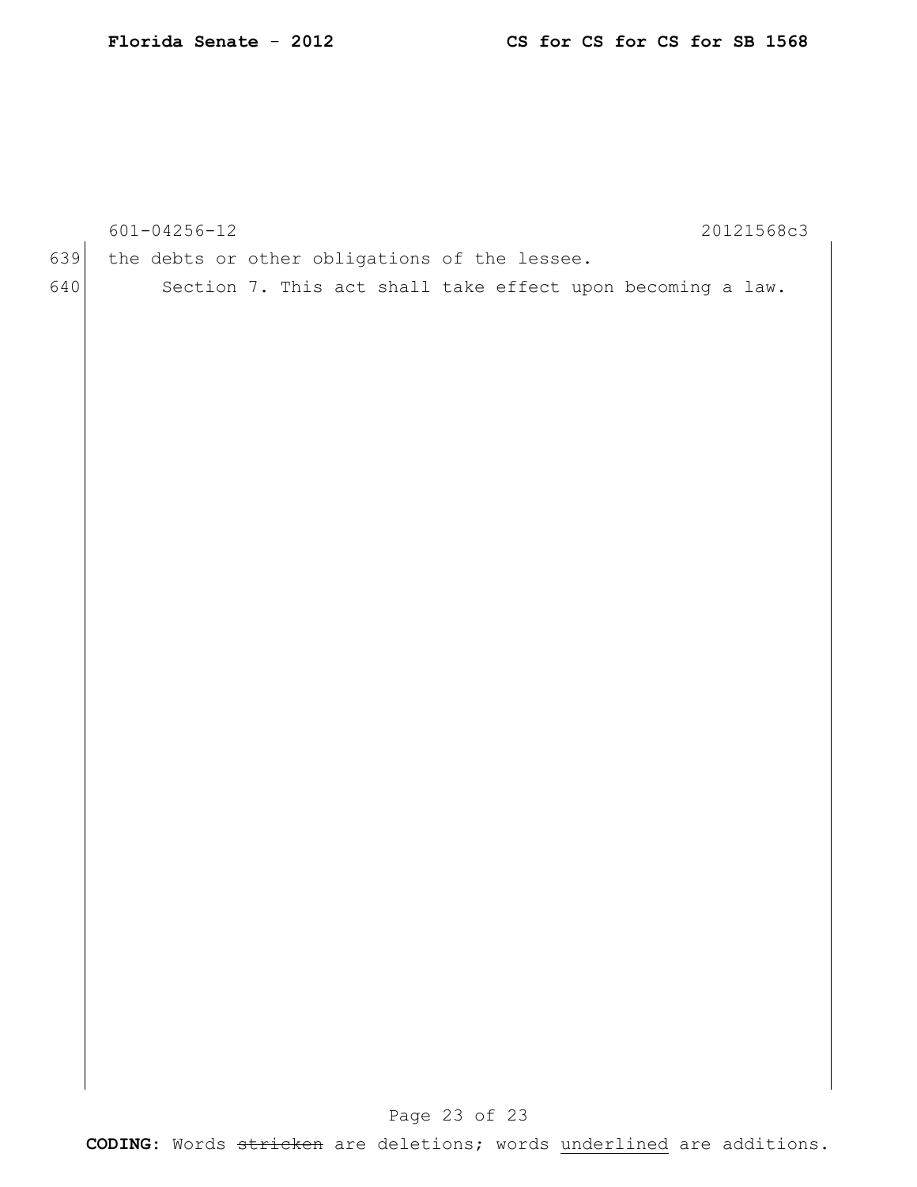639 the debts or other obligations of the lessee.

640 Section 7. This act shall take effect upon becoming a law.